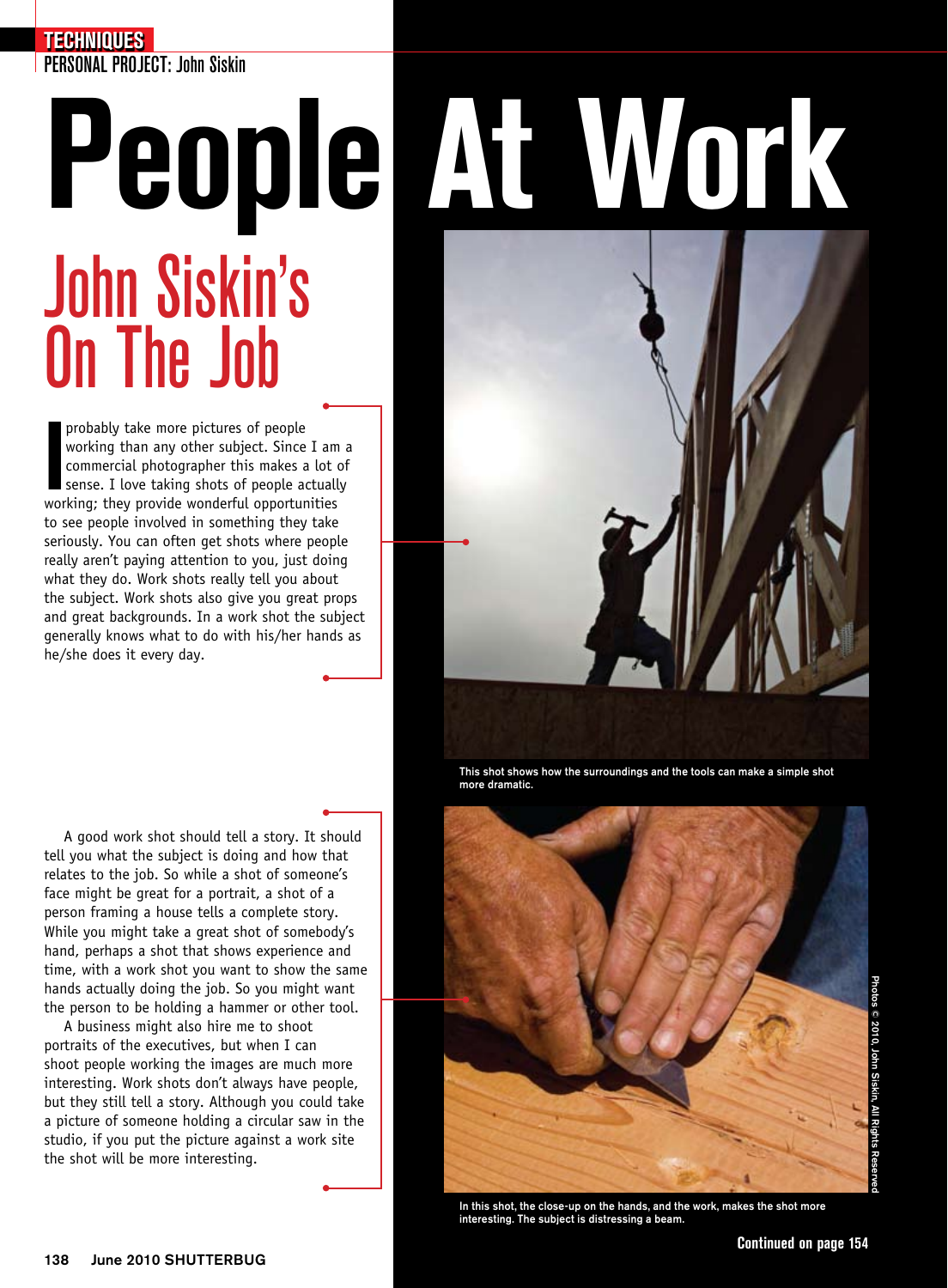TECHNIQUES

PERSONAL PROJECT: John Siskin

# People At Work

## John Siskin's On The Job

I probably take more pictures of people working than any other subject. Since I am a commercial photographer this makes a lot of sense. I love taking shots of people actually working; they provide wonderful opportunities to see people involved in something they take seriously. You can often get shots where people really aren't paying attention to you, just doing what they do. Work shots really tell you about the subject. Work shots also give you great props and great backgrounds. In a work shot the subject generally knows what to do with his/her hands as he/she does it every day.

A good work shot should tell a story. It should tell you what the subject is doing and how that relates to the job. So while a shot of someone's face might be great for a portrait, a shot of a person framing a house tells a complete story. While you might take a great shot of somebody's hand, perhaps a shot that shows experience and time, with a work shot you want to show the same hands actually doing the job. So you might want the person to be holding a hammer or other tool.

A business might also hire me to shoot portraits of the executives, but when I can shoot people working the images are much more interesting. Work shots don't always have people, but they still tell a story. Although you could take a picture of someone holding a circular saw in the studio, if you put the picture against a work site the shot will be more interesting.

This shot shows how the surroundings and the tools can make a simple shot more dramatic.

In this shot, the close-up on the hands, and the work, makes the shot more interesting. The subject is distressing a beam.

Photos © 2010, John Siskin, All Rights Reserved

Continued on page 154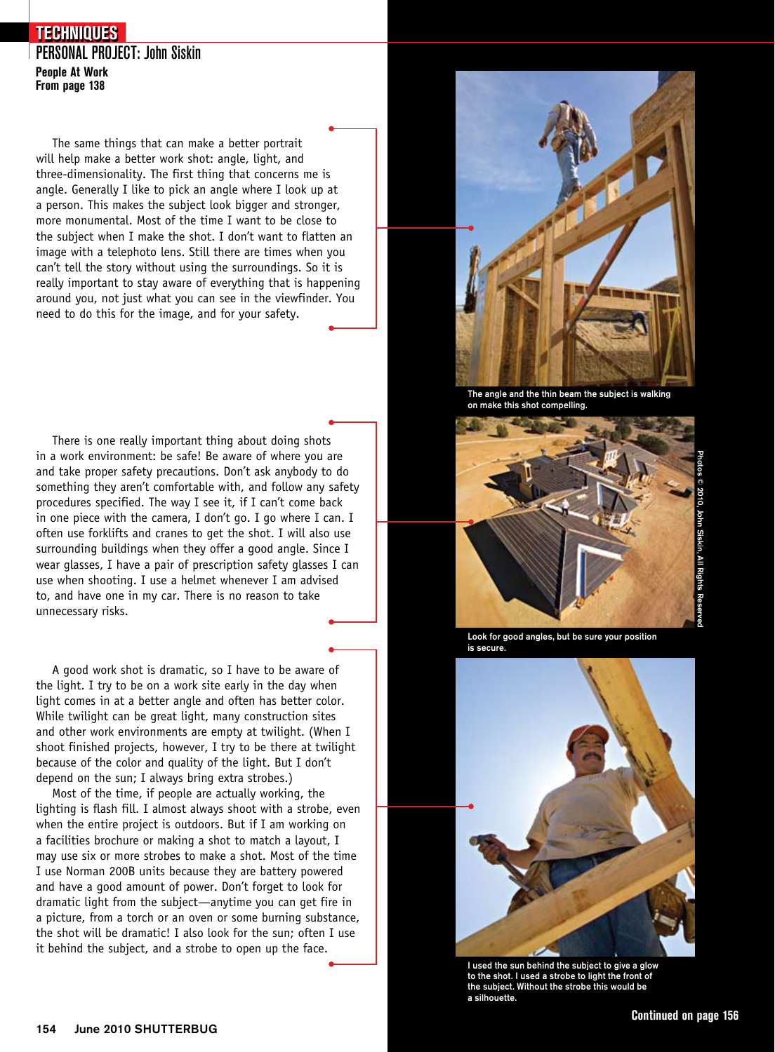# TECHNIQUES

## PERSONAL PROJECT: John Siskin

**People At Work**
**From page 138**

The same things that can make a better portrait will help make a better work shot: angle, light, and three-dimensionality. The first thing that concerns me is angle. Generally I like to pick an angle where I look up at a person. This makes the subject look bigger and stronger, more monumental. Most of the time I want to be close to the subject when I make the shot. I don't want to flatten an image with a telephoto lens. Still there are times when you can't tell the story without using the surroundings. So it is really important to stay aware of everything that is happening around you, not just what you can see in the viewfinder. You need to do this for the image, and for your safety.

There is one really important thing about doing shots in a work environment: be safe! Be aware of where you are and take proper safety precautions. Don't ask anybody to do something they aren't comfortable with, and follow any safety procedures specified. The way I see it, if I can't come back in one piece with the camera, I don't go. I go where I can. I often use forklifts and cranes to get the shot. I will also use surrounding buildings when they offer a good angle. Since I wear glasses, I have a pair of prescription safety glasses I can use when shooting. I use a helmet whenever I am advised to, and have one in my car. There is no reason to take unnecessary risks.

A good work shot is dramatic, so I have to be aware of the light. I try to be on a work site early in the day when light comes in at a better angle and often has better color. While twilight can be great light, many construction sites and other work environments are empty at twilight. (When I shoot finished projects, however, I try to be there at twilight because of the color and quality of the light. But I don't depend on the sun; I always bring extra strobes.)

Most of the time, if people are actually working, the lighting is flash fill. I almost always shoot with a strobe, even when the entire project is outdoors. But if I am working on a facilities brochure or making a shot to match a layout, I may use six or more strobes to make a shot. Most of the time I use Norman 200B units because they are battery powered and have a good amount of power. Don't forget to look for dramatic light from the subject—anytime you can get fire in a picture, from a torch or an oven or some burning substance, the shot will be dramatic! I also look for the sun; often I use it behind the subject, and a strobe to open up the face.

The angle and the thin beam the subject is walking on make this shot compelling.

Look for good angles, but be sure your position is secure.

Photos © 2010, John Siskin, All Rights Reserved

I used the sun behind the subject to give a glow to the shot. I used a strobe to light the front of the subject. Without the strobe this would be a silhouette.

Continued on page 156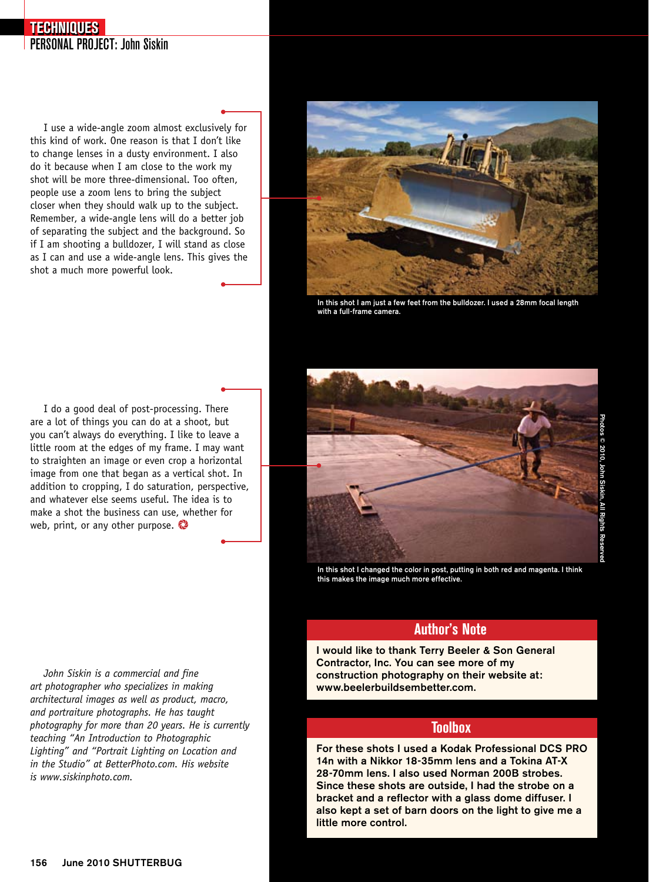I use a wide-angle zoom almost exclusively for this kind of work. One reason is that I don't like to change lenses in a dusty environment. I also do it because when I am close to the work my shot will be more three-dimensional. Too often, people use a zoom lens to bring the subject closer when they should walk up to the subject. Remember, a wide-angle lens will do a better job of separating the subject and the background. So if I am shooting a bulldozer, I will stand as close as I can and use a wide-angle lens. This gives the shot a much more powerful look.

In this shot I am just a few feet from the bulldozer. I used a 28mm focal length with a full-frame camera.

I do a good deal of post-processing. There are a lot of things you can do at a shoot, but you can't always do everything. I like to leave a little room at the edges of my frame. I may want to straighten an image or even crop a horizontal image from one that began as a vertical shot. In addition to cropping, I do saturation, perspective, and whatever else seems useful. The idea is to make a shot the business can use, whether for web, print, or any other purpose.

In this shot I changed the color in post, putting in both red and magenta. I think this makes the image much more effective.

Photos © 2010, John Siskin, All Rights Reserved

*John Siskin is a commercial and fine art photographer who specializes in making architectural images as well as product, macro, and portraiture photographs. He has taught photography for more than 20 years. He is currently teaching "An Introduction to Photographic Lighting" and "Portrait Lighting on Location and in the Studio" at BetterPhoto.com. His website is www.siskinphoto.com.*

## Author's Note

**I would like to thank Terry Beeler & Son General Contractor, Inc. You can see more of my construction photography on their website at: www.beelerbuildsembetter.com.**

## Toolbox

**For these shots I used a Kodak Professional DCS PRO 14n with a Nikkor 18-35mm lens and a Tokina AT-X 28-70mm lens. I also used Norman 200B strobes. Since these shots are outside, I had the strobe on a bracket and a reflector with a glass dome diffuser. I also kept a set of barn doors on the light to give me a little more control.**